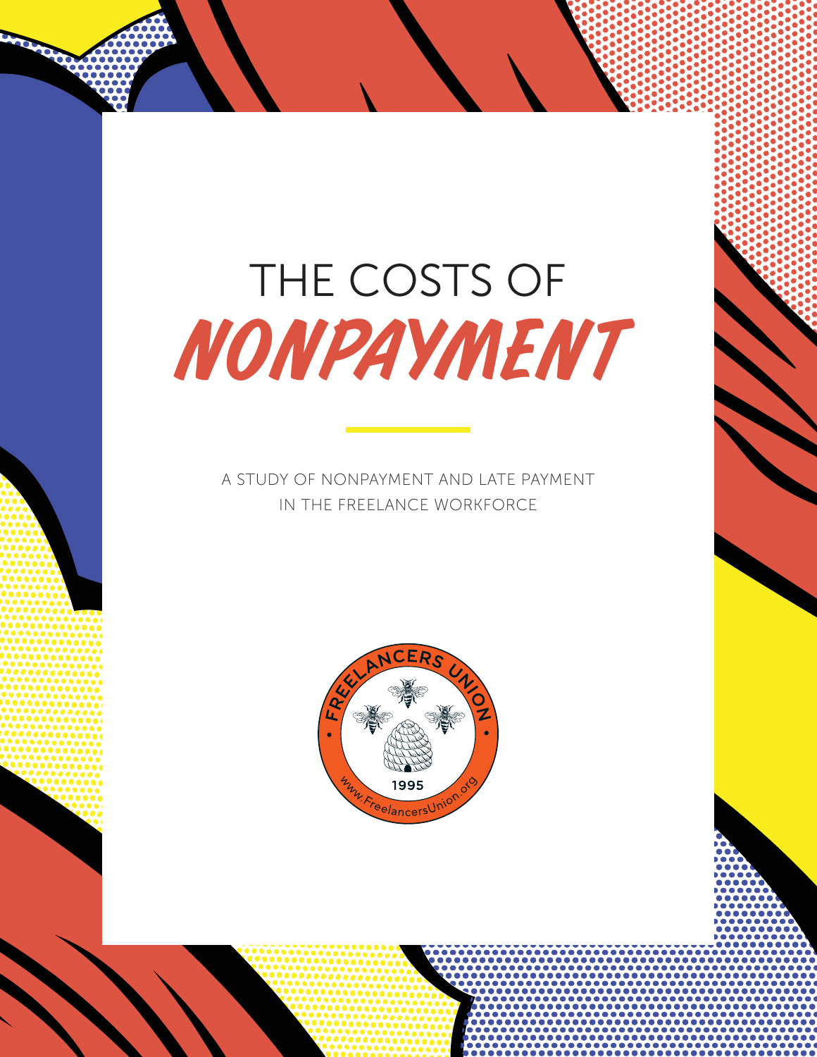# THE COSTS OF *NONPAYMENT*

A STUDY OF NONPAYMENT AND LATE PAYMENT IN THE FREELANCE WORKFORCE

FREELANCERS UNION

1995

www.FreelancersUnion.org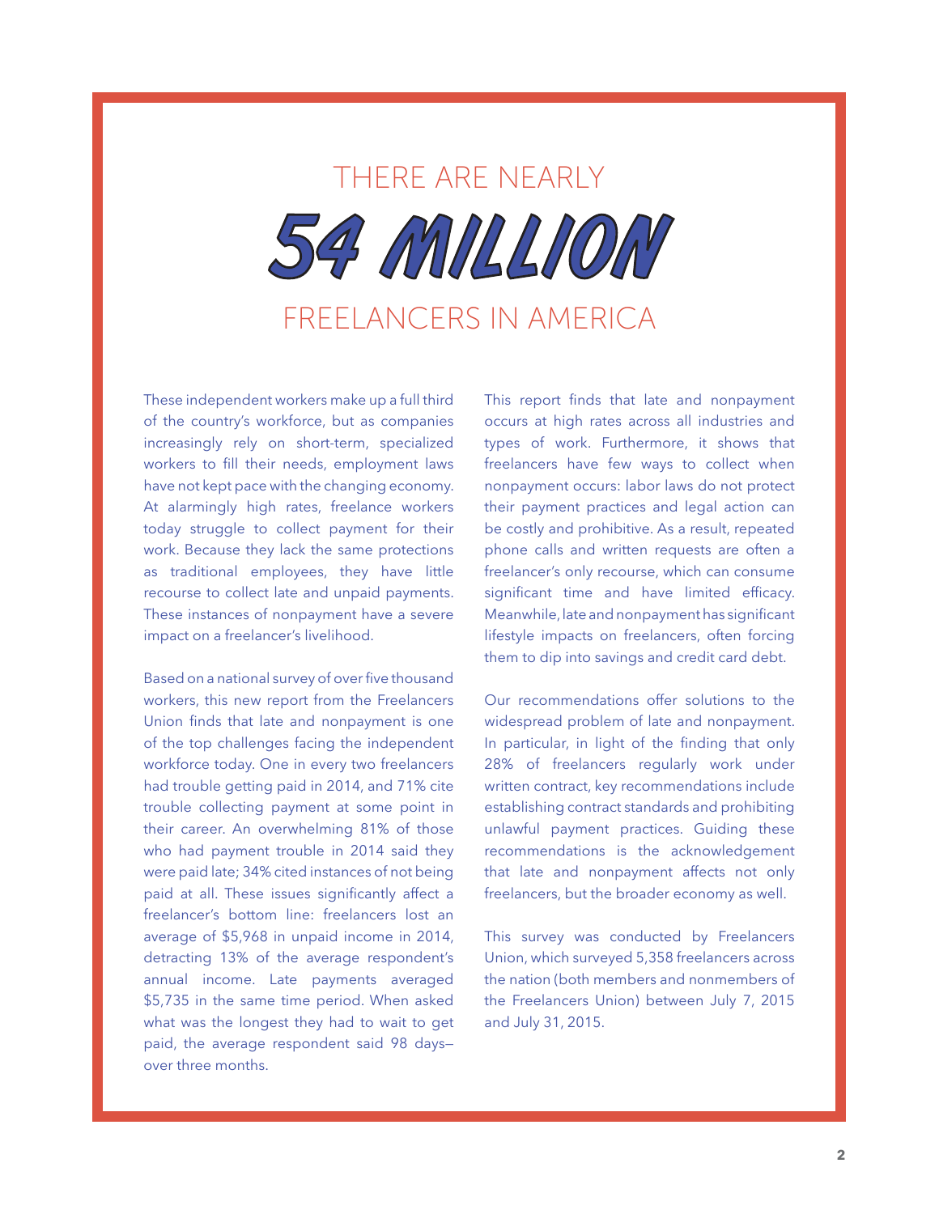# THERE ARE NEARLY 54 MILLION FREELANCERS IN AMERICA

These independent workers make up a full third of the country's workforce, but as companies increasingly rely on short-term, specialized workers to fill their needs, employment laws have not kept pace with the changing economy. At alarmingly high rates, freelance workers today struggle to collect payment for their work. Because they lack the same protections as traditional employees, they have little recourse to collect late and unpaid payments. These instances of nonpayment have a severe impact on a freelancer's livelihood.

Based on a national survey of over five thousand workers, this new report from the Freelancers Union finds that late and nonpayment is one of the top challenges facing the independent workforce today. One in every two freelancers had trouble getting paid in 2014, and 71% cite trouble collecting payment at some point in their career. An overwhelming 81% of those who had payment trouble in 2014 said they were paid late; 34% cited instances of not being paid at all. These issues significantly affect a freelancer's bottom line: freelancers lost an average of $5,968 in unpaid income in 2014, detracting 13% of the average respondent's annual income. Late payments averaged $5,735 in the same time period. When asked what was the longest they had to wait to get paid, the average respondent said 98 days—over three months.

This report finds that late and nonpayment occurs at high rates across all industries and types of work. Furthermore, it shows that freelancers have few ways to collect when nonpayment occurs: labor laws do not protect their payment practices and legal action can be costly and prohibitive. As a result, repeated phone calls and written requests are often a freelancer's only recourse, which can consume significant time and have limited efficacy. Meanwhile, late and nonpayment has significant lifestyle impacts on freelancers, often forcing them to dip into savings and credit card debt.

Our recommendations offer solutions to the widespread problem of late and nonpayment. In particular, in light of the finding that only 28% of freelancers regularly work under written contract, key recommendations include establishing contract standards and prohibiting unlawful payment practices. Guiding these recommendations is the acknowledgement that late and nonpayment affects not only freelancers, but the broader economy as well.

This survey was conducted by Freelancers Union, which surveyed 5,358 freelancers across the nation (both members and nonmembers of the Freelancers Union) between July 7, 2015 and July 31, 2015.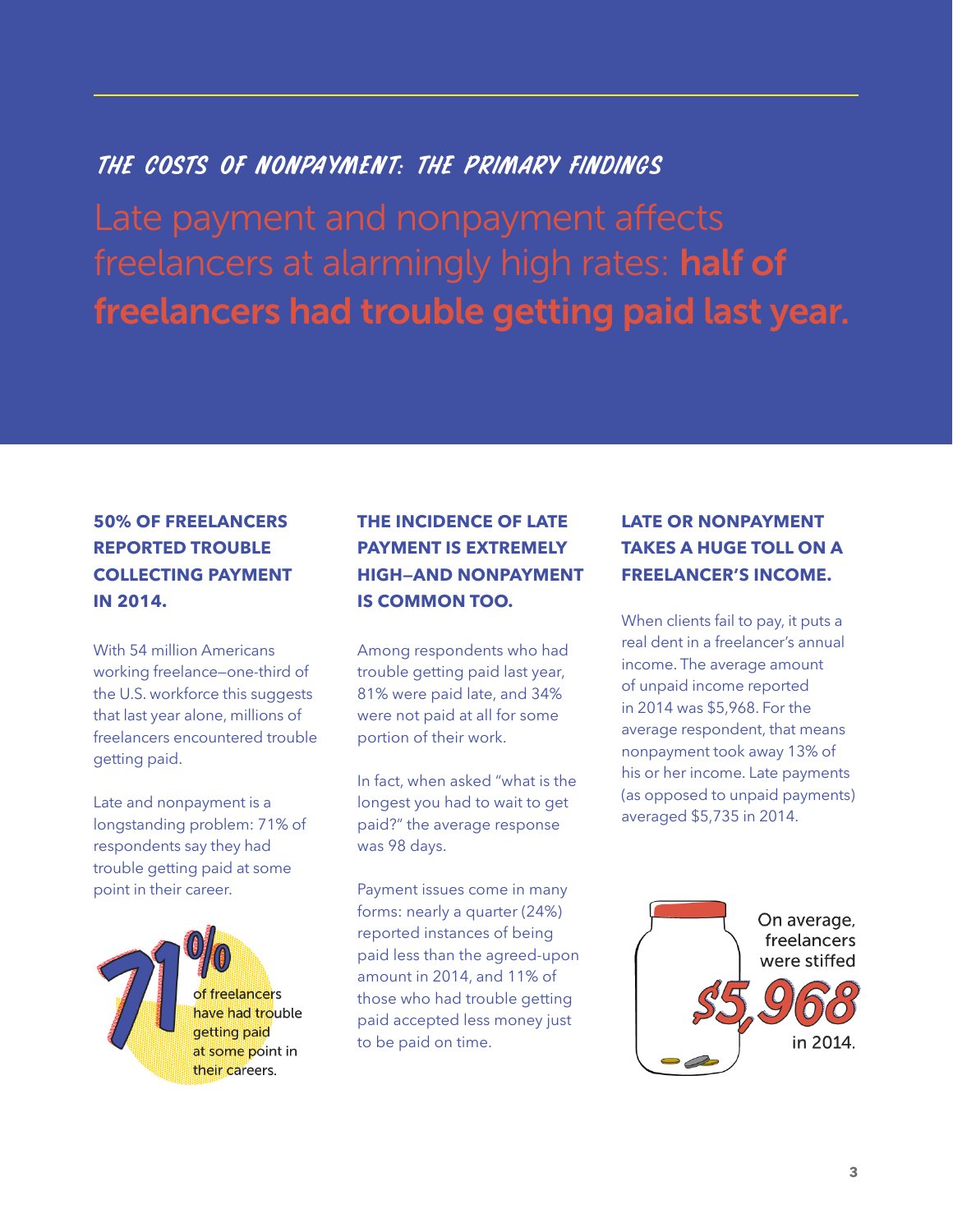## THE COSTS OF NONPAYMENT: THE PRIMARY FINDINGS

# Late payment and nonpayment affects freelancers at alarmingly high rates: **half of freelancers had trouble getting paid last year.**

### 50% OF FREELANCERS REPORTED TROUBLE COLLECTING PAYMENT IN 2014.

With 54 million Americans working freelance—one-third of the U.S. workforce this suggests that last year alone, millions of freelancers encountered trouble getting paid.

Late and nonpayment is a longstanding problem: 71% of respondents say they had trouble getting paid at some point in their career.

**71%** of freelancers have had trouble getting paid at some point in their careers.

### THE INCIDENCE OF LATE PAYMENT IS EXTREMELY HIGH—AND NONPAYMENT IS COMMON TOO.

Among respondents who had trouble getting paid last year, 81% were paid late, and 34% were not paid at all for some portion of their work.

In fact, when asked "what is the longest you had to wait to get paid?" the average response was 98 days.

Payment issues come in many forms: nearly a quarter (24%) reported instances of being paid less than the agreed-upon amount in 2014, and 11% of those who had trouble getting paid accepted less money just to be paid on time.

### LATE OR NONPAYMENT TAKES A HUGE TOLL ON A FREELANCER'S INCOME.

When clients fail to pay, it puts a real dent in a freelancer's annual income. The average amount of unpaid income reported in 2014 was $5,968. For the average respondent, that means nonpayment took away 13% of his or her income. Late payments (as opposed to unpaid payments) averaged $5,735 in 2014.

On average, freelancers were stiffed **$5,968** in 2014.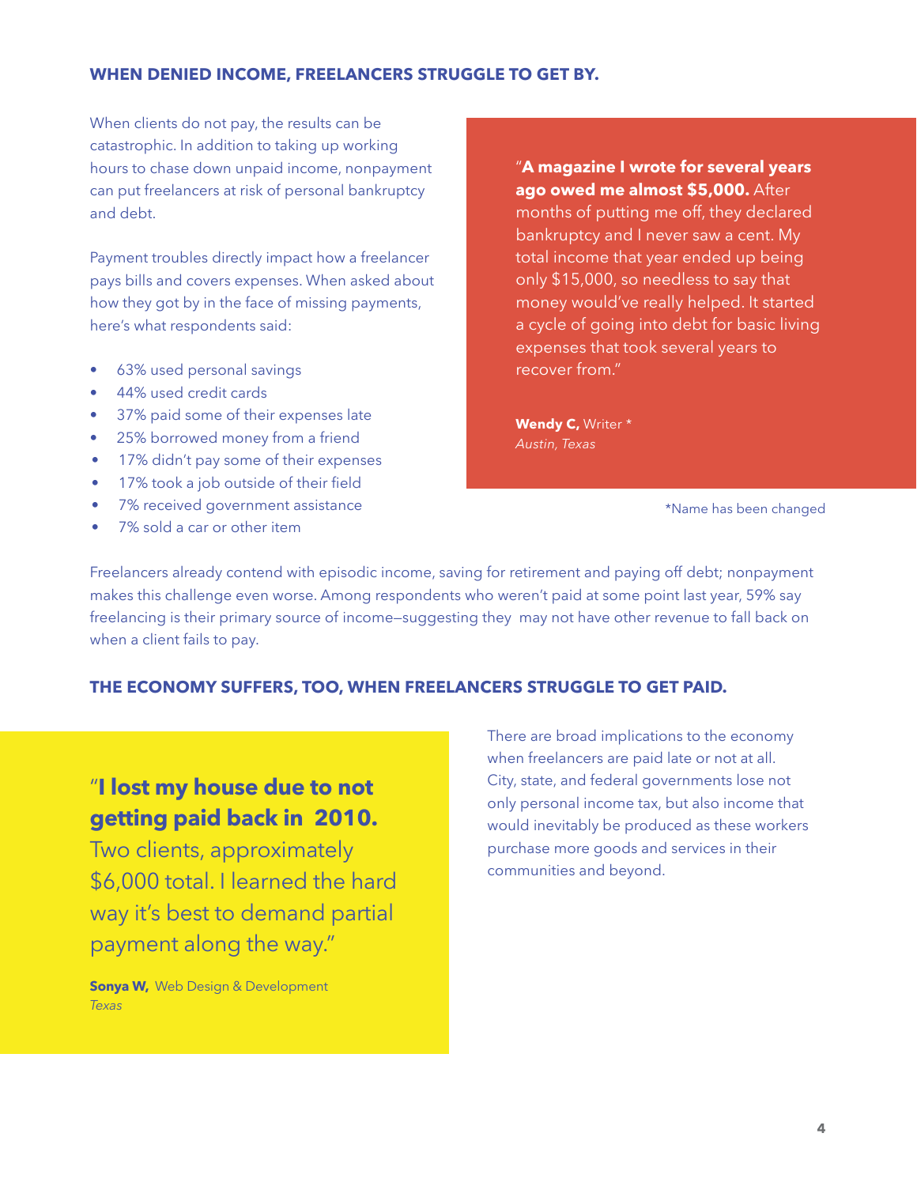## WHEN DENIED INCOME, FREELANCERS STRUGGLE TO GET BY.

When clients do not pay, the results can be catastrophic. In addition to taking up working hours to chase down unpaid income, nonpayment can put freelancers at risk of personal bankruptcy and debt.

Payment troubles directly impact how a freelancer pays bills and covers expenses. When asked about how they got by in the face of missing payments, here's what respondents said:

- 63% used personal savings
- 44% used credit cards
- 37% paid some of their expenses late
- 25% borrowed money from a friend
- 17% didn't pay some of their expenses
- 17% took a job outside of their field
- 7% received government assistance
- 7% sold a car or other item

"**A magazine I wrote for several years ago owed me almost $5,000.** After months of putting me off, they declared bankruptcy and I never saw a cent. My total income that year ended up being only $15,000, so needless to say that money would've really helped. It started a cycle of going into debt for basic living expenses that took several years to recover from."

**Wendy C,** Writer *
*Austin, Texas*

*Name has been changed

Freelancers already contend with episodic income, saving for retirement and paying off debt; nonpayment makes this challenge even worse. Among respondents who weren't paid at some point last year, 59% say freelancing is their primary source of income—suggesting they may not have other revenue to fall back on when a client fails to pay.

## THE ECONOMY SUFFERS, TOO, WHEN FREELANCERS STRUGGLE TO GET PAID.

"**I lost my house due to not getting paid back in 2010.** Two clients, approximately $6,000 total. I learned the hard way it's best to demand partial payment along the way."

**Sonya W,** Web Design & Development
*Texas*

There are broad implications to the economy when freelancers are paid late or not at all. City, state, and federal governments lose not only personal income tax, but also income that would inevitably be produced as these workers purchase more goods and services in their communities and beyond.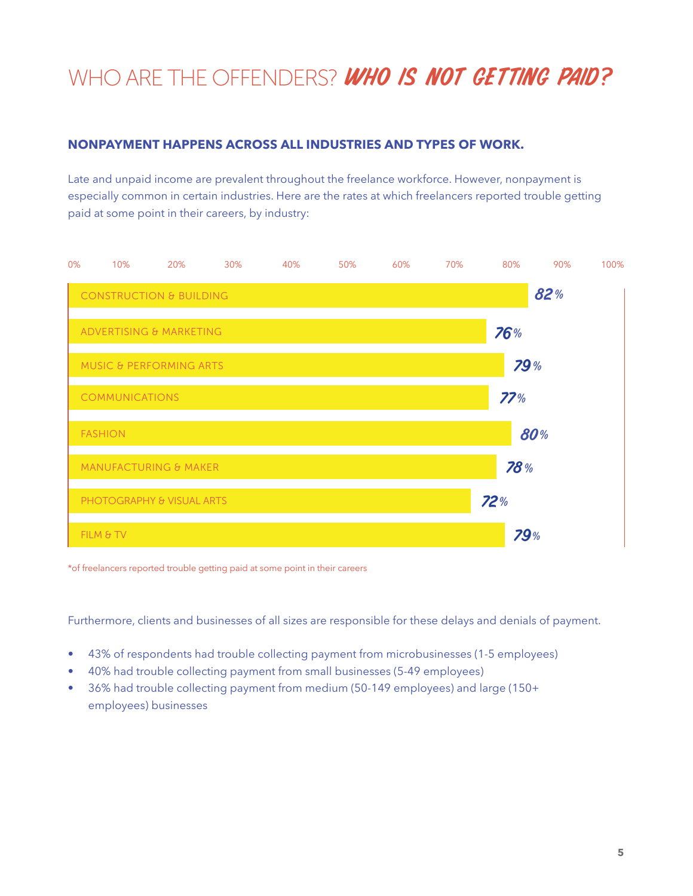# WHO ARE THE OFFENDERS? *WHO IS NOT GETTING PAID?*

**NONPAYMENT HAPPENS ACROSS ALL INDUSTRIES AND TYPES OF WORK.**

Late and unpaid income are prevalent throughout the freelance workforce. However, nonpayment is especially common in certain industries. Here are the rates at which freelancers reported trouble getting paid at some point in their careers, by industry:

| Industry | % |
| --- | --- |
| CONSTRUCTION & BUILDING | 82% |
| ADVERTISING & MARKETING | 76% |
| MUSIC & PERFORMING ARTS | 79% |
| COMMUNICATIONS | 77% |
| FASHION | 80% |
| MANUFACTURING & MAKER | 78% |
| PHOTOGRAPHY & VISUAL ARTS | 72% |
| FILM & TV | 79% |

*of freelancers reported trouble getting paid at some point in their careers

Furthermore, clients and businesses of all sizes are responsible for these delays and denials of payment.

- 43% of respondents had trouble collecting payment from microbusinesses (1-5 employees)
- 40% had trouble collecting payment from small businesses (5-49 employees)
- 36% had trouble collecting payment from medium (50-149 employees) and large (150+ employees) businesses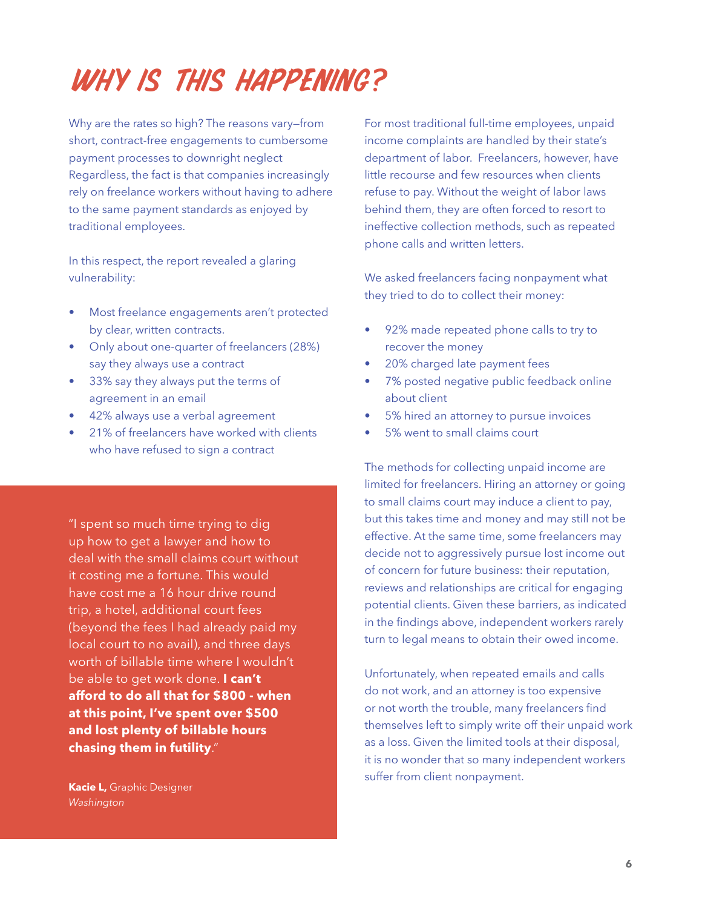# WHY IS THIS HAPPENING?

Why are the rates so high? The reasons vary—from short, contract-free engagements to cumbersome payment processes to downright neglect Regardless, the fact is that companies increasingly rely on freelance workers without having to adhere to the same payment standards as enjoyed by traditional employees.

In this respect, the report revealed a glaring vulnerability:

- Most freelance engagements aren't protected by clear, written contracts.
- Only about one-quarter of freelancers (28%) say they always use a contract
- 33% say they always put the terms of agreement in an email
- 42% always use a verbal agreement
- 21% of freelancers have worked with clients who have refused to sign a contract

"I spent so much time trying to dig up how to get a lawyer and how to deal with the small claims court without it costing me a fortune. This would have cost me a 16 hour drive round trip, a hotel, additional court fees (beyond the fees I had already paid my local court to no avail), and three days worth of billable time where I wouldn't be able to get work done. **I can't afford to do all that for $800 - when at this point, I've spent over $500 and lost plenty of billable hours chasing them in futility**."

**Kacie L,** Graphic Designer
*Washington*

For most traditional full-time employees, unpaid income complaints are handled by their state's department of labor. Freelancers, however, have little recourse and few resources when clients refuse to pay. Without the weight of labor laws behind them, they are often forced to resort to ineffective collection methods, such as repeated phone calls and written letters.

We asked freelancers facing nonpayment what they tried to do to collect their money:

- 92% made repeated phone calls to try to recover the money
- 20% charged late payment fees
- 7% posted negative public feedback online about client
- 5% hired an attorney to pursue invoices
- 5% went to small claims court

The methods for collecting unpaid income are limited for freelancers. Hiring an attorney or going to small claims court may induce a client to pay, but this takes time and money and may still not be effective. At the same time, some freelancers may decide not to aggressively pursue lost income out of concern for future business: their reputation, reviews and relationships are critical for engaging potential clients. Given these barriers, as indicated in the findings above, independent workers rarely turn to legal means to obtain their owed income.

Unfortunately, when repeated emails and calls do not work, and an attorney is too expensive or not worth the trouble, many freelancers find themselves left to simply write off their unpaid work as a loss. Given the limited tools at their disposal, it is no wonder that so many independent workers suffer from client nonpayment.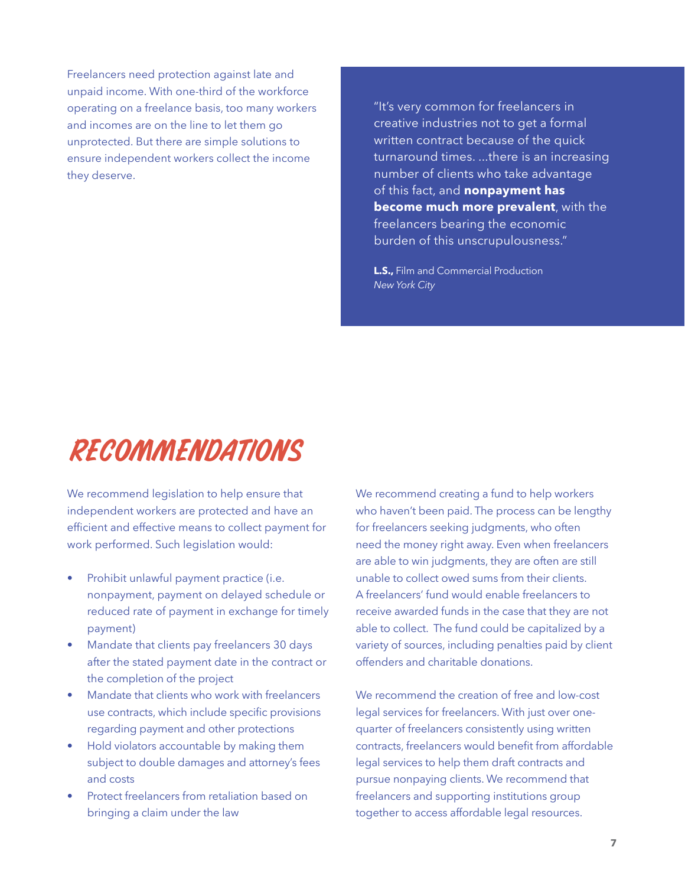Freelancers need protection against late and unpaid income. With one-third of the workforce operating on a freelance basis, too many workers and incomes are on the line to let them go unprotected. But there are simple solutions to ensure independent workers collect the income they deserve.

> "It's very common for freelancers in creative industries not to get a formal written contract because of the quick turnaround times. ...there is an increasing number of clients who take advantage of this fact, and **nonpayment has become much more prevalent**, with the freelancers bearing the economic burden of this unscrupulousness."
>
> **L.S.,** Film and Commercial Production
> *New York City*

# RECOMMENDATIONS

We recommend legislation to help ensure that independent workers are protected and have an efficient and effective means to collect payment for work performed. Such legislation would:

- Prohibit unlawful payment practice (i.e. nonpayment, payment on delayed schedule or reduced rate of payment in exchange for timely payment)
- Mandate that clients pay freelancers 30 days after the stated payment date in the contract or the completion of the project
- Mandate that clients who work with freelancers use contracts, which include specific provisions regarding payment and other protections
- Hold violators accountable by making them subject to double damages and attorney's fees and costs
- Protect freelancers from retaliation based on bringing a claim under the law

We recommend creating a fund to help workers who haven't been paid. The process can be lengthy for freelancers seeking judgments, who often need the money right away. Even when freelancers are able to win judgments, they are often are still unable to collect owed sums from their clients. A freelancers' fund would enable freelancers to receive awarded funds in the case that they are not able to collect. The fund could be capitalized by a variety of sources, including penalties paid by client offenders and charitable donations.

We recommend the creation of free and low-cost legal services for freelancers. With just over one-quarter of freelancers consistently using written contracts, freelancers would benefit from affordable legal services to help them draft contracts and pursue nonpaying clients. We recommend that freelancers and supporting institutions group together to access affordable legal resources.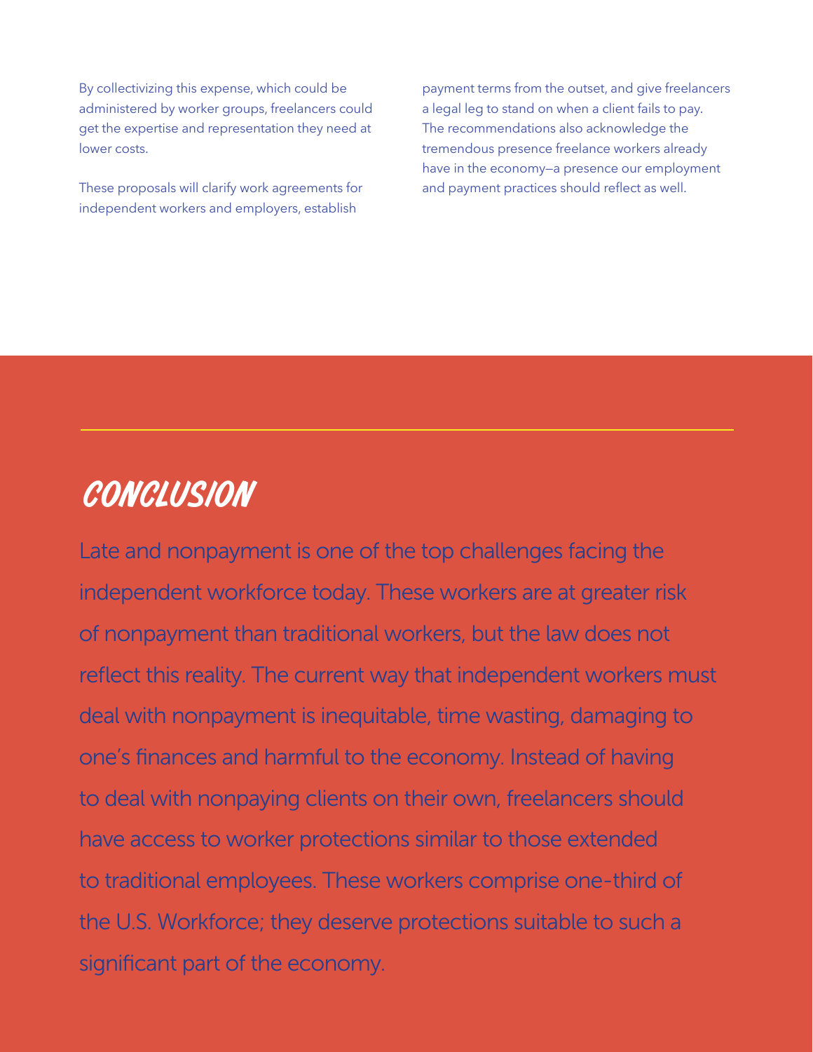By collectivizing this expense, which could be administered by worker groups, freelancers could get the expertise and representation they need at lower costs.

These proposals will clarify work agreements for independent workers and employers, establish payment terms from the outset, and give freelancers a legal leg to stand on when a client fails to pay. The recommendations also acknowledge the tremendous presence freelance workers already have in the economy—a presence our employment and payment practices should reflect as well.

## CONCLUSION

Late and nonpayment is one of the top challenges facing the independent workforce today. These workers are at greater risk of nonpayment than traditional workers, but the law does not reflect this reality. The current way that independent workers must deal with nonpayment is inequitable, time wasting, damaging to one's finances and harmful to the economy. Instead of having to deal with nonpaying clients on their own, freelancers should have access to worker protections similar to those extended to traditional employees. These workers comprise one-third of the U.S. Workforce; they deserve protections suitable to such a significant part of the economy.